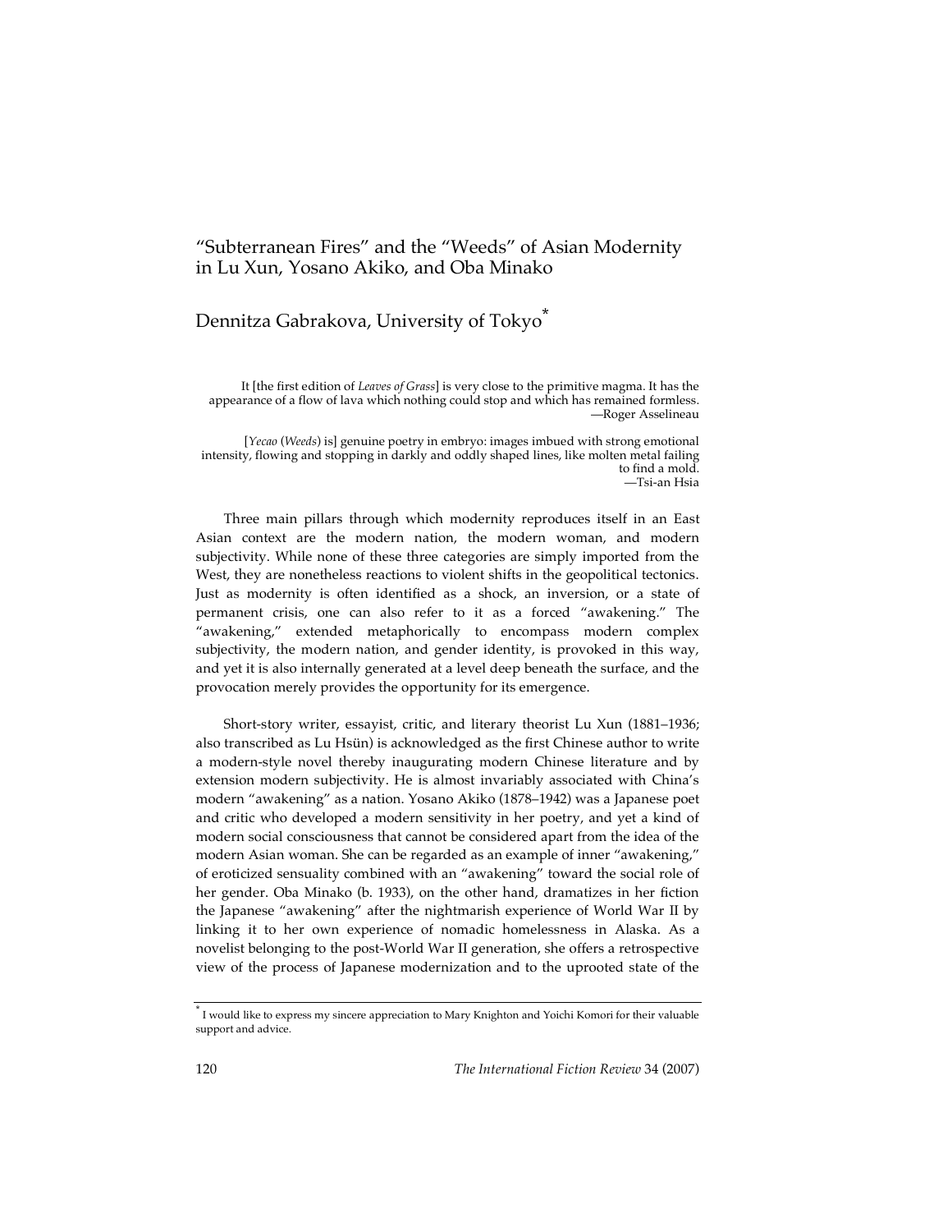# "Subterranean Fires" and the "Weeds" of Asian Modernity in Lu Xun, Yosano Akiko, and Oba Minako

## Dennitza Gabrakova, University of Tokyo*

> It [the first edition of *Leaves of Grass*] is very close to the primitive magma. It has the appearance of a flow of lava which nothing could stop and which has remained formless.
> —Roger Asselineau

> [*Yecao* (*Weeds*) is] genuine poetry in embryo: images imbued with strong emotional intensity, flowing and stopping in darkly and oddly shaped lines, like molten metal failing to find a mold.
> —Tsi-an Hsia

Three main pillars through which modernity reproduces itself in an East Asian context are the modern nation, the modern woman, and modern subjectivity. While none of these three categories are simply imported from the West, they are nonetheless reactions to violent shifts in the geopolitical tectonics. Just as modernity is often identified as a shock, an inversion, or a state of permanent crisis, one can also refer to it as a forced "awakening." The "awakening," extended metaphorically to encompass modern complex subjectivity, the modern nation, and gender identity, is provoked in this way, and yet it is also internally generated at a level deep beneath the surface, and the provocation merely provides the opportunity for its emergence.

Short-story writer, essayist, critic, and literary theorist Lu Xun (1881–1936; also transcribed as Lu Hsün) is acknowledged as the first Chinese author to write a modern-style novel thereby inaugurating modern Chinese literature and by extension modern subjectivity. He is almost invariably associated with China's modern "awakening" as a nation. Yosano Akiko (1878–1942) was a Japanese poet and critic who developed a modern sensitivity in her poetry, and yet a kind of modern social consciousness that cannot be considered apart from the idea of the modern Asian woman. She can be regarded as an example of inner "awakening," of eroticized sensuality combined with an "awakening" toward the social role of her gender. Oba Minako (b. 1933), on the other hand, dramatizes in her fiction the Japanese "awakening" after the nightmarish experience of World War II by linking it to her own experience of nomadic homelessness in Alaska. As a novelist belonging to the post-World War II generation, she offers a retrospective view of the process of Japanese modernization and to the uprooted state of the

---

* I would like to express my sincere appreciation to Mary Knighton and Yoichi Komori for their valuable support and advice.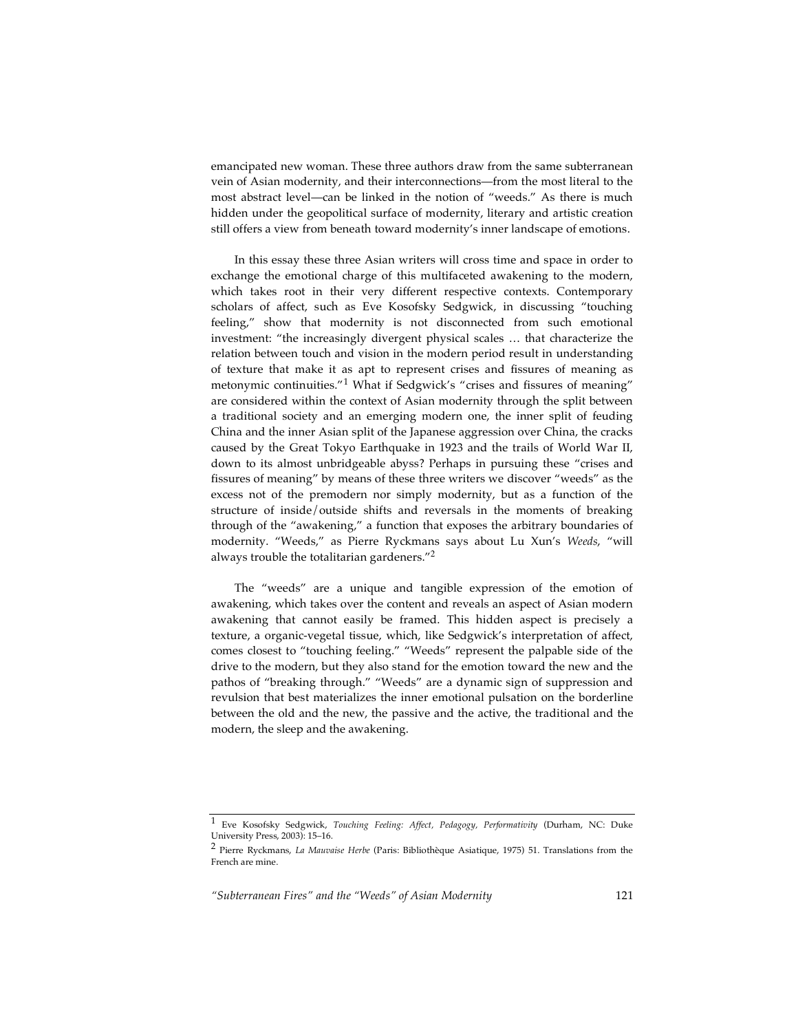emancipated new woman. These three authors draw from the same subterranean vein of Asian modernity, and their interconnections—from the most literal to the most abstract level—can be linked in the notion of "weeds." As there is much hidden under the geopolitical surface of modernity, literary and artistic creation still offers a view from beneath toward modernity's inner landscape of emotions.

In this essay these three Asian writers will cross time and space in order to exchange the emotional charge of this multifaceted awakening to the modern, which takes root in their very different respective contexts. Contemporary scholars of affect, such as Eve Kosofsky Sedgwick, in discussing "touching feeling," show that modernity is not disconnected from such emotional investment: "the increasingly divergent physical scales … that characterize the relation between touch and vision in the modern period result in understanding of texture that make it as apt to represent crises and fissures of meaning as metonymic continuities."[1] What if Sedgwick's "crises and fissures of meaning" are considered within the context of Asian modernity through the split between a traditional society and an emerging modern one, the inner split of feuding China and the inner Asian split of the Japanese aggression over China, the cracks caused by the Great Tokyo Earthquake in 1923 and the trails of World War II, down to its almost unbridgeable abyss? Perhaps in pursuing these "crises and fissures of meaning" by means of these three writers we discover "weeds" as the excess not of the premodern nor simply modernity, but as a function of the structure of inside/outside shifts and reversals in the moments of breaking through of the "awakening," a function that exposes the arbitrary boundaries of modernity. "Weeds," as Pierre Ryckmans says about Lu Xun's *Weeds*, "will always trouble the totalitarian gardeners."[2]

The "weeds" are a unique and tangible expression of the emotion of awakening, which takes over the content and reveals an aspect of Asian modern awakening that cannot easily be framed. This hidden aspect is precisely a texture, a organic-vegetal tissue, which, like Sedgwick's interpretation of affect, comes closest to "touching feeling." "Weeds" represent the palpable side of the drive to the modern, but they also stand for the emotion toward the new and the pathos of "breaking through." "Weeds" are a dynamic sign of suppression and revulsion that best materializes the inner emotional pulsation on the borderline between the old and the new, the passive and the active, the traditional and the modern, the sleep and the awakening.

---

[1] Eve Kosofsky Sedgwick, *Touching Feeling: Affect, Pedagogy, Performativity* (Durham, NC: Duke University Press, 2003): 15–16.

[2] Pierre Ryckmans, *La Mauvaise Herbe* (Paris: Bibliothèque Asiatique, 1975) 51. Translations from the French are mine.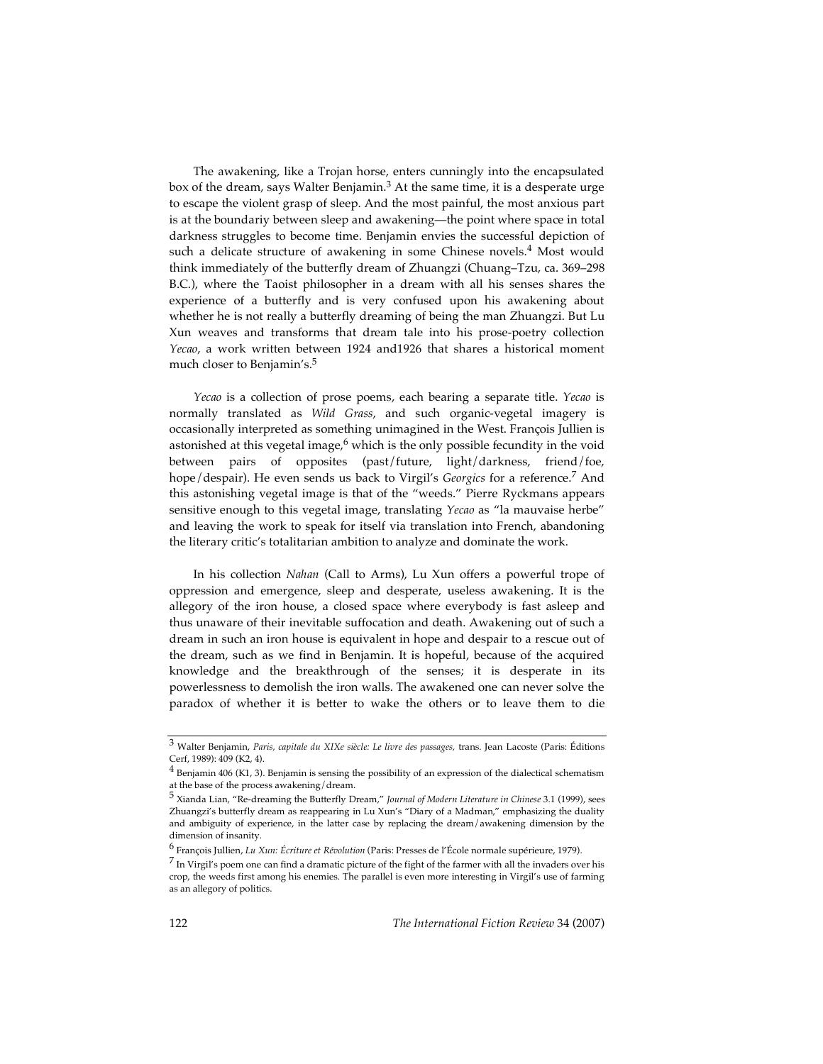The awakening, like a Trojan horse, enters cunningly into the encapsulated box of the dream, says Walter Benjamin.[3] At the same time, it is a desperate urge to escape the violent grasp of sleep. And the most painful, the most anxious part is at the boundariy between sleep and awakening—the point where space in total darkness struggles to become time. Benjamin envies the successful depiction of such a delicate structure of awakening in some Chinese novels.[4] Most would think immediately of the butterfly dream of Zhuangzi (Chuang–Tzu, ca. 369–298 B.C.), where the Taoist philosopher in a dream with all his senses shares the experience of a butterfly and is very confused upon his awakening about whether he is not really a butterfly dreaming of being the man Zhuangzi. But Lu Xun weaves and transforms that dream tale into his prose-poetry collection *Yecao*, a work written between 1924 and1926 that shares a historical moment much closer to Benjamin's.[5]

*Yecao* is a collection of prose poems, each bearing a separate title. *Yecao* is normally translated as *Wild Grass*, and such organic-vegetal imagery is occasionally interpreted as something unimagined in the West. François Jullien is astonished at this vegetal image,[6] which is the only possible fecundity in the void between pairs of opposites (past/future, light/darkness, friend/foe, hope/despair). He even sends us back to Virgil's *Georgics* for a reference.[7] And this astonishing vegetal image is that of the "weeds." Pierre Ryckmans appears sensitive enough to this vegetal image, translating *Yecao* as "la mauvaise herbe" and leaving the work to speak for itself via translation into French, abandoning the literary critic's totalitarian ambition to analyze and dominate the work.

In his collection *Nahan* (Call to Arms), Lu Xun offers a powerful trope of oppression and emergence, sleep and desperate, useless awakening. It is the allegory of the iron house, a closed space where everybody is fast asleep and thus unaware of their inevitable suffocation and death. Awakening out of such a dream in such an iron house is equivalent in hope and despair to a rescue out of the dream, such as we find in Benjamin. It is hopeful, because of the acquired knowledge and the breakthrough of the senses; it is desperate in its powerlessness to demolish the iron walls. The awakened one can never solve the paradox of whether it is better to wake the others or to leave them to die

---

[3] Walter Benjamin, *Paris, capitale du XIXe siècle: Le livre des passages,* trans. Jean Lacoste (Paris: Éditions Cerf, 1989): 409 (K2, 4).

[4] Benjamin 406 (K1, 3). Benjamin is sensing the possibility of an expression of the dialectical schematism at the base of the process awakening/dream.

[5] Xianda Lian, "Re-dreaming the Butterfly Dream," *Journal of Modern Literature in Chinese* 3.1 (1999), sees Zhuangzi's butterfly dream as reappearing in Lu Xun's "Diary of a Madman," emphasizing the duality and ambiguity of experience, in the latter case by replacing the dream/awakening dimension by the dimension of insanity.

[6] François Jullien, *Lu Xun: Écriture et Révolution* (Paris: Presses de l'École normale supérieure, 1979).

[7] In Virgil's poem one can find a dramatic picture of the fight of the farmer with all the invaders over his crop, the weeds first among his enemies. The parallel is even more interesting in Virgil's use of farming as an allegory of politics.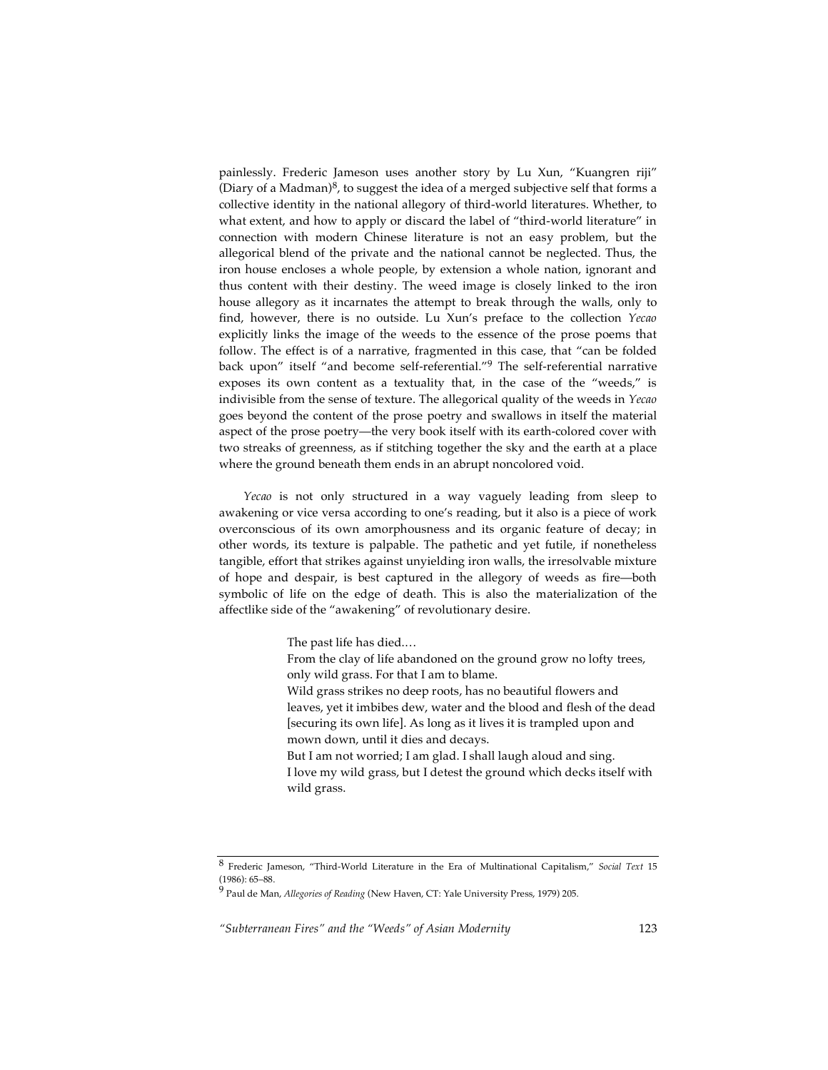painlessly. Frederic Jameson uses another story by Lu Xun, "Kuangren riji" (Diary of a Madman)[8], to suggest the idea of a merged subjective self that forms a collective identity in the national allegory of third-world literatures. Whether, to what extent, and how to apply or discard the label of "third-world literature" in connection with modern Chinese literature is not an easy problem, but the allegorical blend of the private and the national cannot be neglected. Thus, the iron house encloses a whole people, by extension a whole nation, ignorant and thus content with their destiny. The weed image is closely linked to the iron house allegory as it incarnates the attempt to break through the walls, only to find, however, there is no outside. Lu Xun's preface to the collection *Yecao* explicitly links the image of the weeds to the essence of the prose poems that follow. The effect is of a narrative, fragmented in this case, that "can be folded back upon" itself "and become self-referential."[9] The self-referential narrative exposes its own content as a textuality that, in the case of the "weeds," is indivisible from the sense of texture. The allegorical quality of the weeds in *Yecao* goes beyond the content of the prose poetry and swallows in itself the material aspect of the prose poetry—the very book itself with its earth-colored cover with two streaks of greenness, as if stitching together the sky and the earth at a place where the ground beneath them ends in an abrupt noncolored void.

*Yecao* is not only structured in a way vaguely leading from sleep to awakening or vice versa according to one's reading, but it also is a piece of work overconscious of its own amorphousness and its organic feature of decay; in other words, its texture is palpable. The pathetic and yet futile, if nonetheless tangible, effort that strikes against unyielding iron walls, the irresolvable mixture of hope and despair, is best captured in the allegory of weeds as fire—both symbolic of life on the edge of death. This is also the materialization of the affectlike side of the "awakening" of revolutionary desire.

> The past life has died.…
> From the clay of life abandoned on the ground grow no lofty trees, only wild grass. For that I am to blame.
> Wild grass strikes no deep roots, has no beautiful flowers and leaves, yet it imbibes dew, water and the blood and flesh of the dead [securing its own life]. As long as it lives it is trampled upon and mown down, until it dies and decays.
> But I am not worried; I am glad. I shall laugh aloud and sing.
> I love my wild grass, but I detest the ground which decks itself with wild grass.

---

[8] Frederic Jameson, "Third-World Literature in the Era of Multinational Capitalism," *Social Text* 15 (1986): 65–88.

[9] Paul de Man, *Allegories of Reading* (New Haven, CT: Yale University Press, 1979) 205.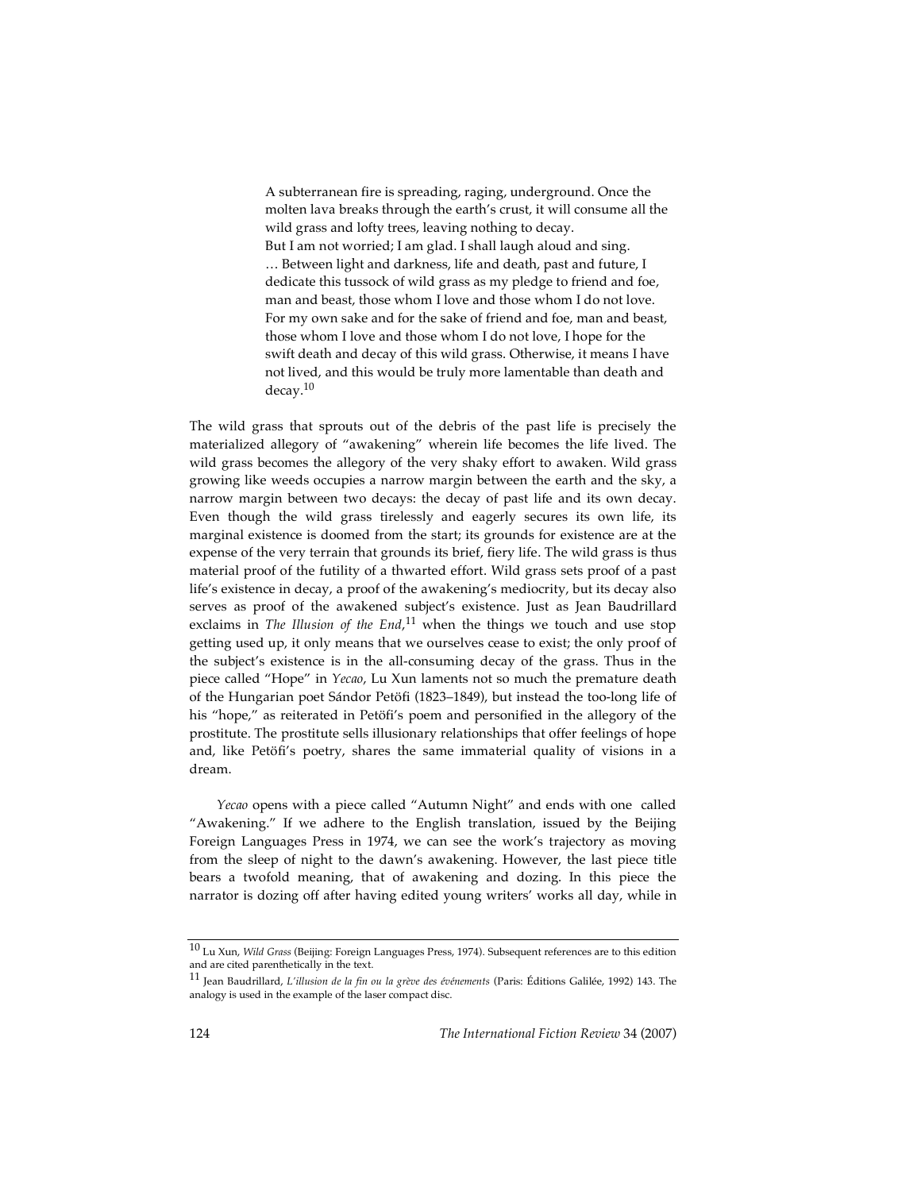> A subterranean fire is spreading, raging, underground. Once the molten lava breaks through the earth's crust, it will consume all the wild grass and lofty trees, leaving nothing to decay.
> But I am not worried; I am glad. I shall laugh aloud and sing.
> … Between light and darkness, life and death, past and future, I dedicate this tussock of wild grass as my pledge to friend and foe, man and beast, those whom I love and those whom I do not love. For my own sake and for the sake of friend and foe, man and beast, those whom I love and those whom I do not love, I hope for the swift death and decay of this wild grass. Otherwise, it means I have not lived, and this would be truly more lamentable than death and decay.[10]

The wild grass that sprouts out of the debris of the past life is precisely the materialized allegory of "awakening" wherein life becomes the life lived. The wild grass becomes the allegory of the very shaky effort to awaken. Wild grass growing like weeds occupies a narrow margin between the earth and the sky, a narrow margin between two decays: the decay of past life and its own decay. Even though the wild grass tirelessly and eagerly secures its own life, its marginal existence is doomed from the start; its grounds for existence are at the expense of the very terrain that grounds its brief, fiery life. The wild grass is thus material proof of the futility of a thwarted effort. Wild grass sets proof of a past life's existence in decay, a proof of the awakening's mediocrity, but its decay also serves as proof of the awakened subject's existence. Just as Jean Baudrillard exclaims in *The Illusion of the End*,[11] when the things we touch and use stop getting used up, it only means that we ourselves cease to exist; the only proof of the subject's existence is in the all-consuming decay of the grass. Thus in the piece called "Hope" in *Yecao*, Lu Xun laments not so much the premature death of the Hungarian poet Sándor Petöfi (1823–1849), but instead the too-long life of his "hope," as reiterated in Petöfi's poem and personified in the allegory of the prostitute. The prostitute sells illusionary relationships that offer feelings of hope and, like Petöfi's poetry, shares the same immaterial quality of visions in a dream.

*Yecao* opens with a piece called "Autumn Night" and ends with one called "Awakening." If we adhere to the English translation, issued by the Beijing Foreign Languages Press in 1974, we can see the work's trajectory as moving from the sleep of night to the dawn's awakening. However, the last piece title bears a twofold meaning, that of awakening and dozing. In this piece the narrator is dozing off after having edited young writers' works all day, while in

---

[10] Lu Xun, *Wild Grass* (Beijing: Foreign Languages Press, 1974). Subsequent references are to this edition and are cited parenthetically in the text.

[11] Jean Baudrillard, *L'illusion de la fin ou la grève des événements* (Paris: Éditions Galilée, 1992) 143. The analogy is used in the example of the laser compact disc.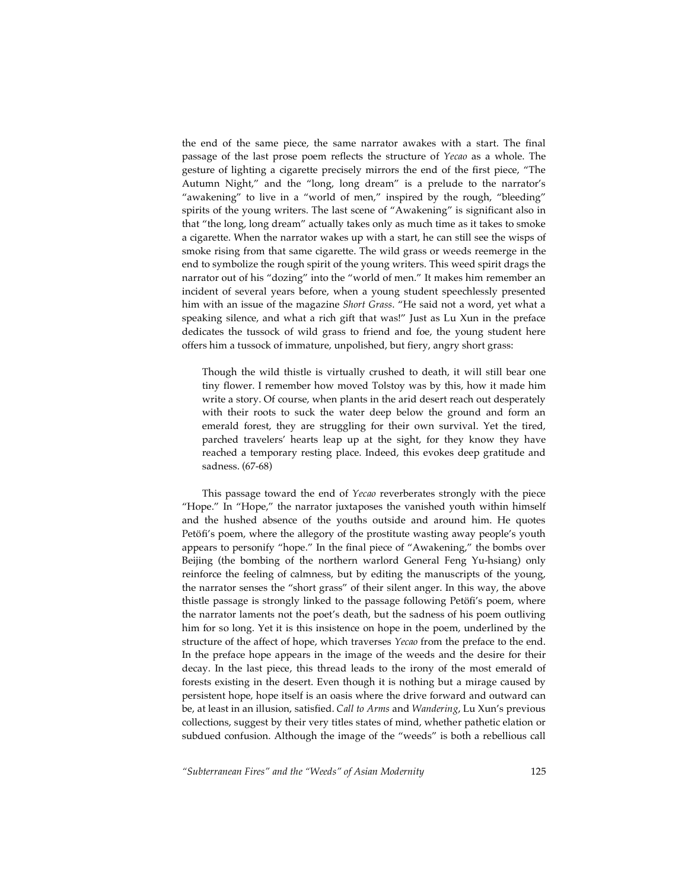the end of the same piece, the same narrator awakes with a start. The final passage of the last prose poem reflects the structure of *Yecao* as a whole. The gesture of lighting a cigarette precisely mirrors the end of the first piece, "The Autumn Night," and the "long, long dream" is a prelude to the narrator's "awakening" to live in a "world of men," inspired by the rough, "bleeding" spirits of the young writers. The last scene of "Awakening" is significant also in that "the long, long dream" actually takes only as much time as it takes to smoke a cigarette. When the narrator wakes up with a start, he can still see the wisps of smoke rising from that same cigarette. The wild grass or weeds reemerge in the end to symbolize the rough spirit of the young writers. This weed spirit drags the narrator out of his "dozing" into the "world of men." It makes him remember an incident of several years before, when a young student speechlessly presented him with an issue of the magazine *Short Grass*. "He said not a word, yet what a speaking silence, and what a rich gift that was!" Just as Lu Xun in the preface dedicates the tussock of wild grass to friend and foe, the young student here offers him a tussock of immature, unpolished, but fiery, angry short grass:

> Though the wild thistle is virtually crushed to death, it will still bear one tiny flower. I remember how moved Tolstoy was by this, how it made him write a story. Of course, when plants in the arid desert reach out desperately with their roots to suck the water deep below the ground and form an emerald forest, they are struggling for their own survival. Yet the tired, parched travelers' hearts leap up at the sight, for they know they have reached a temporary resting place. Indeed, this evokes deep gratitude and sadness. (67-68)

This passage toward the end of *Yecao* reverberates strongly with the piece "Hope." In "Hope," the narrator juxtaposes the vanished youth within himself and the hushed absence of the youths outside and around him. He quotes Petöfi's poem, where the allegory of the prostitute wasting away people's youth appears to personify "hope." In the final piece of "Awakening," the bombs over Beijing (the bombing of the northern warlord General Feng Yu-hsiang) only reinforce the feeling of calmness, but by editing the manuscripts of the young, the narrator senses the "short grass" of their silent anger. In this way, the above thistle passage is strongly linked to the passage following Petöfi's poem, where the narrator laments not the poet's death, but the sadness of his poem outliving him for so long. Yet it is this insistence on hope in the poem, underlined by the structure of the affect of hope, which traverses *Yecao* from the preface to the end. In the preface hope appears in the image of the weeds and the desire for their decay. In the last piece, this thread leads to the irony of the most emerald of forests existing in the desert. Even though it is nothing but a mirage caused by persistent hope, hope itself is an oasis where the drive forward and outward can be, at least in an illusion, satisfied. *Call to Arms* and *Wandering*, Lu Xun's previous collections, suggest by their very titles states of mind, whether pathetic elation or subdued confusion. Although the image of the "weeds" is both a rebellious call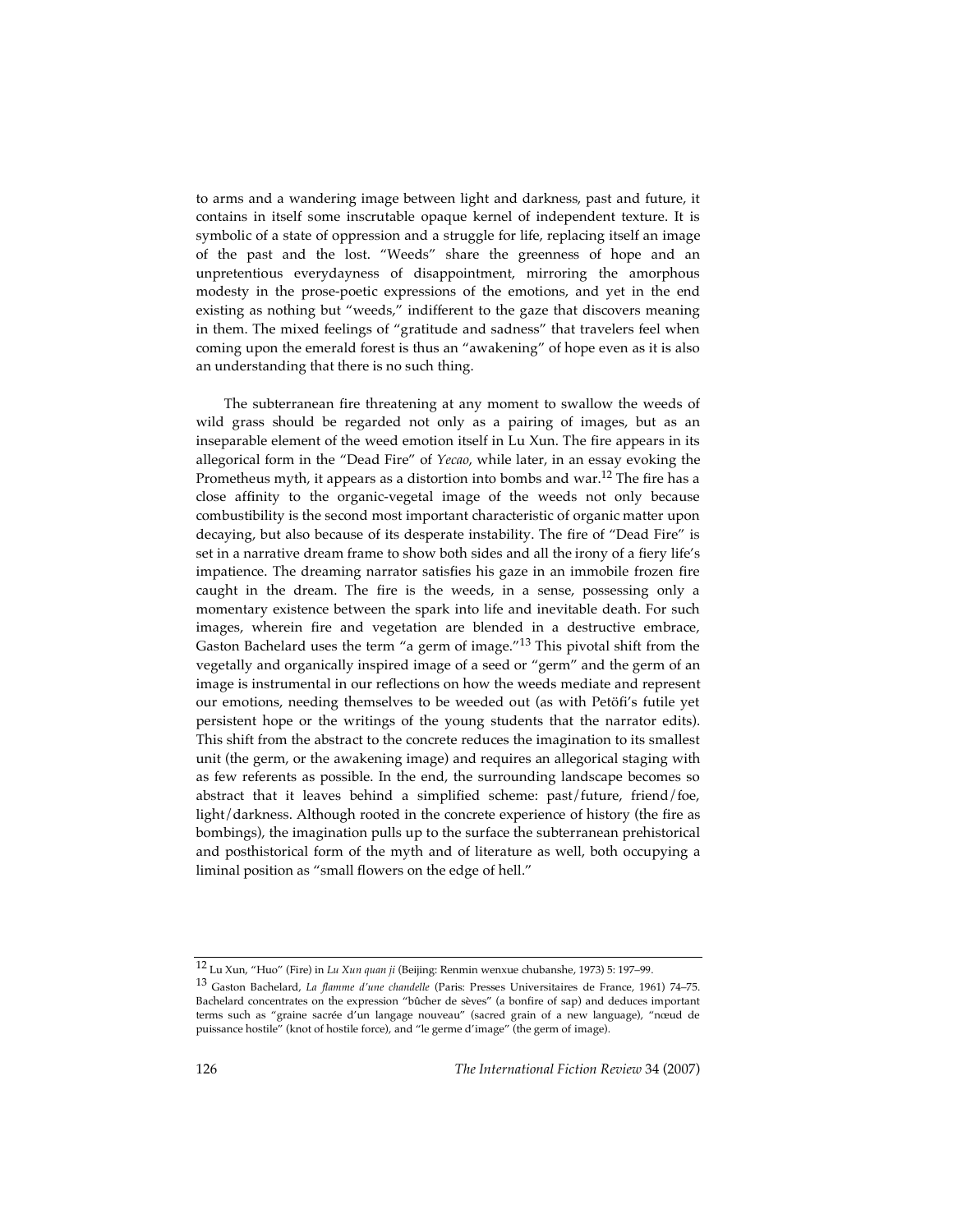to arms and a wandering image between light and darkness, past and future, it contains in itself some inscrutable opaque kernel of independent texture. It is symbolic of a state of oppression and a struggle for life, replacing itself an image of the past and the lost. "Weeds" share the greenness of hope and an unpretentious everydayness of disappointment, mirroring the amorphous modesty in the prose-poetic expressions of the emotions, and yet in the end existing as nothing but "weeds," indifferent to the gaze that discovers meaning in them. The mixed feelings of "gratitude and sadness" that travelers feel when coming upon the emerald forest is thus an "awakening" of hope even as it is also an understanding that there is no such thing.

The subterranean fire threatening at any moment to swallow the weeds of wild grass should be regarded not only as a pairing of images, but as an inseparable element of the weed emotion itself in Lu Xun. The fire appears in its allegorical form in the "Dead Fire" of *Yecao*, while later, in an essay evoking the Prometheus myth, it appears as a distortion into bombs and war.[12] The fire has a close affinity to the organic-vegetal image of the weeds not only because combustibility is the second most important characteristic of organic matter upon decaying, but also because of its desperate instability. The fire of "Dead Fire" is set in a narrative dream frame to show both sides and all the irony of a fiery life's impatience. The dreaming narrator satisfies his gaze in an immobile frozen fire caught in the dream. The fire is the weeds, in a sense, possessing only a momentary existence between the spark into life and inevitable death. For such images, wherein fire and vegetation are blended in a destructive embrace, Gaston Bachelard uses the term "a germ of image."[13] This pivotal shift from the vegetally and organically inspired image of a seed or "germ" and the germ of an image is instrumental in our reflections on how the weeds mediate and represent our emotions, needing themselves to be weeded out (as with Petöfi's futile yet persistent hope or the writings of the young students that the narrator edits). This shift from the abstract to the concrete reduces the imagination to its smallest unit (the germ, or the awakening image) and requires an allegorical staging with as few referents as possible. In the end, the surrounding landscape becomes so abstract that it leaves behind a simplified scheme: past/future, friend/foe, light/darkness. Although rooted in the concrete experience of history (the fire as bombings), the imagination pulls up to the surface the subterranean prehistorical and posthistorical form of the myth and of literature as well, both occupying a liminal position as "small flowers on the edge of hell."

---

[12] Lu Xun, "Huo" (Fire) in *Lu Xun quan ji* (Beijing: Renmin wenxue chubanshe, 1973) 5: 197–99.

[13] Gaston Bachelard, *La flamme d'une chandelle* (Paris: Presses Universitaires de France, 1961) 74–75. Bachelard concentrates on the expression "bûcher de sèves" (a bonfire of sap) and deduces important terms such as "graine sacrée d'un langage nouveau" (sacred grain of a new language), "nœud de puissance hostile" (knot of hostile force), and "le germe d'image" (the germ of image).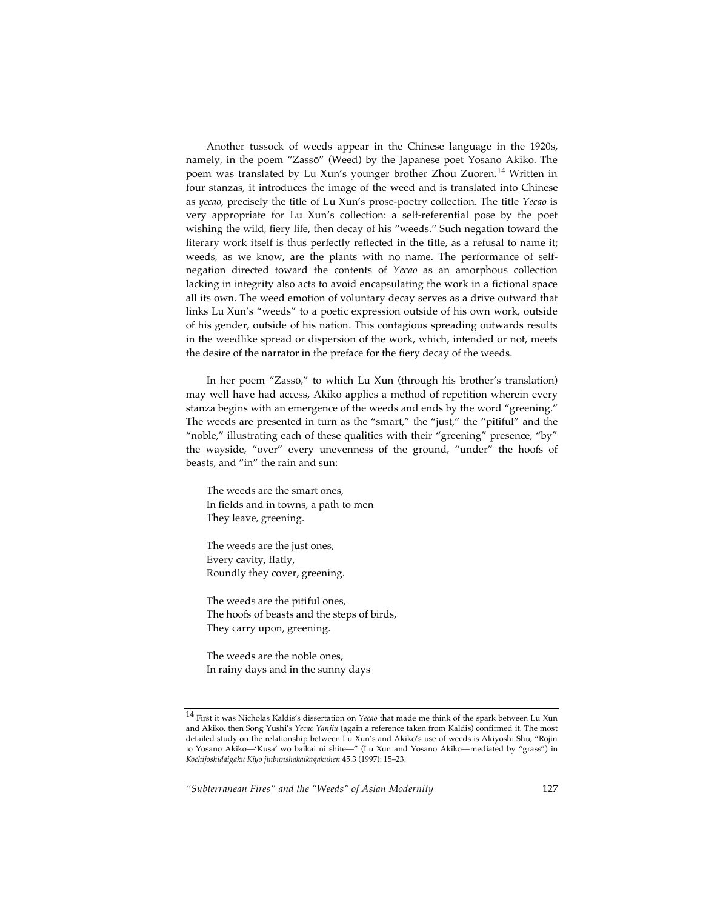Another tussock of weeds appear in the Chinese language in the 1920s, namely, in the poem "Zassō" (Weed) by the Japanese poet Yosano Akiko. The poem was translated by Lu Xun's younger brother Zhou Zuoren.[14] Written in four stanzas, it introduces the image of the weed and is translated into Chinese as *yecao*, precisely the title of Lu Xun's prose-poetry collection. The title *Yecao* is very appropriate for Lu Xun's collection: a self-referential pose by the poet wishing the wild, fiery life, then decay of his "weeds." Such negation toward the literary work itself is thus perfectly reflected in the title, as a refusal to name it; weeds, as we know, are the plants with no name. The performance of self-negation directed toward the contents of *Yecao* as an amorphous collection lacking in integrity also acts to avoid encapsulating the work in a fictional space all its own. The weed emotion of voluntary decay serves as a drive outward that links Lu Xun's "weeds" to a poetic expression outside of his own work, outside of his gender, outside of his nation. This contagious spreading outwards results in the weedlike spread or dispersion of the work, which, intended or not, meets the desire of the narrator in the preface for the fiery decay of the weeds.

In her poem "Zassō," to which Lu Xun (through his brother's translation) may well have had access, Akiko applies a method of repetition wherein every stanza begins with an emergence of the weeds and ends by the word "greening." The weeds are presented in turn as the "smart," the "just," the "pitiful" and the "noble," illustrating each of these qualities with their "greening" presence, "by" the wayside, "over" every unevenness of the ground, "under" the hoofs of beasts, and "in" the rain and sun:

> The weeds are the smart ones,
> In fields and in towns, a path to men
> They leave, greening.
>
> The weeds are the just ones,
> Every cavity, flatly,
> Roundly they cover, greening.
>
> The weeds are the pitiful ones,
> The hoofs of beasts and the steps of birds,
> They carry upon, greening.
>
> The weeds are the noble ones,
> In rainy days and in the sunny days

[14] First it was Nicholas Kaldis's dissertation on *Yecao* that made me think of the spark between Lu Xun and Akiko, then Song Yushi's *Yecao Yanjiu* (again a reference taken from Kaldis) confirmed it. The most detailed study on the relationship between Lu Xun's and Akiko's use of weeds is Akiyoshi Shu, "Rojin to Yosano Akiko—'Kusa' wo baikai ni shite—" (Lu Xun and Yosano Akiko—mediated by "grass") in *Kōchijoshidaigaku Kiyo jinbunshakaikagakuhen* 45.3 (1997): 15–23.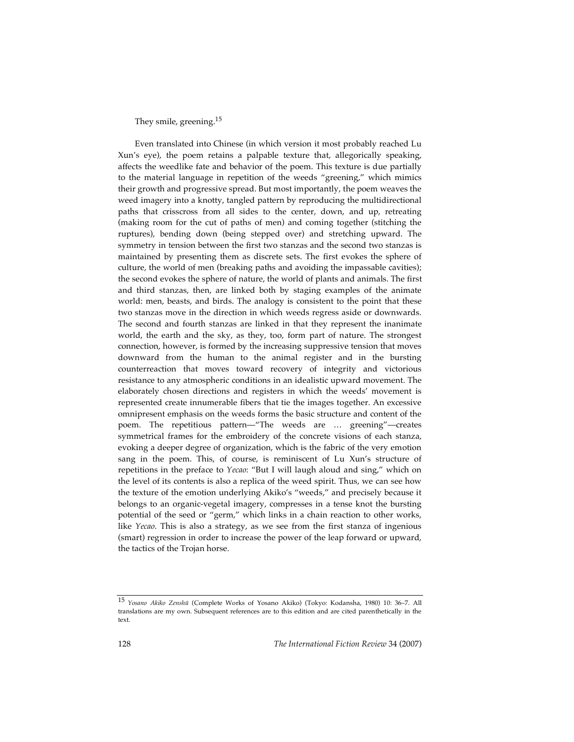They smile, greening.[15]

Even translated into Chinese (in which version it most probably reached Lu Xun's eye), the poem retains a palpable texture that, allegorically speaking, affects the weedlike fate and behavior of the poem. This texture is due partially to the material language in repetition of the weeds "greening," which mimics their growth and progressive spread. But most importantly, the poem weaves the weed imagery into a knotty, tangled pattern by reproducing the multidirectional paths that crisscross from all sides to the center, down, and up, retreating (making room for the cut of paths of men) and coming together (stitching the ruptures), bending down (being stepped over) and stretching upward. The symmetry in tension between the first two stanzas and the second two stanzas is maintained by presenting them as discrete sets. The first evokes the sphere of culture, the world of men (breaking paths and avoiding the impassable cavities); the second evokes the sphere of nature, the world of plants and animals. The first and third stanzas, then, are linked both by staging examples of the animate world: men, beasts, and birds. The analogy is consistent to the point that these two stanzas move in the direction in which weeds regress aside or downwards. The second and fourth stanzas are linked in that they represent the inanimate world, the earth and the sky, as they, too, form part of nature. The strongest connection, however, is formed by the increasing suppressive tension that moves downward from the human to the animal register and in the bursting counterreaction that moves toward recovery of integrity and victorious resistance to any atmospheric conditions in an idealistic upward movement. The elaborately chosen directions and registers in which the weeds' movement is represented create innumerable fibers that tie the images together. An excessive omnipresent emphasis on the weeds forms the basic structure and content of the poem. The repetitious pattern—"The weeds are … greening"—creates symmetrical frames for the embroidery of the concrete visions of each stanza, evoking a deeper degree of organization, which is the fabric of the very emotion sang in the poem. This, of course, is reminiscent of Lu Xun's structure of repetitions in the preface to *Yecao*: "But I will laugh aloud and sing," which on the level of its contents is also a replica of the weed spirit. Thus, we can see how the texture of the emotion underlying Akiko's "weeds," and precisely because it belongs to an organic-vegetal imagery, compresses in a tense knot the bursting potential of the seed or "germ," which links in a chain reaction to other works, like *Yecao*. This is also a strategy, as we see from the first stanza of ingenious (smart) regression in order to increase the power of the leap forward or upward, the tactics of the Trojan horse.

---

[15] *Yosano Akiko Zenshū* (Complete Works of Yosano Akiko) (Tokyo: Kodansha, 1980) 10: 36–7. All translations are my own. Subsequent references are to this edition and are cited parenthetically in the text.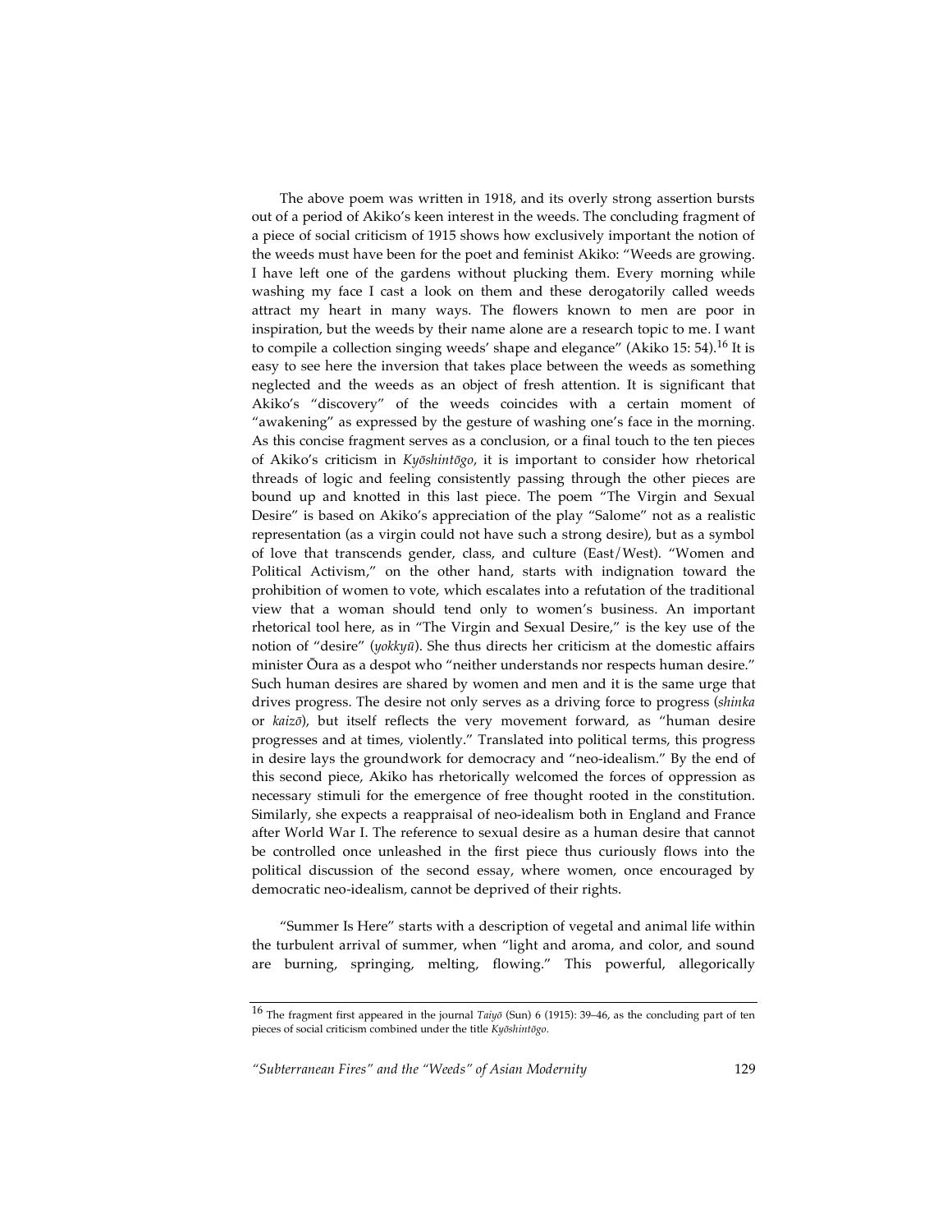The above poem was written in 1918, and its overly strong assertion bursts out of a period of Akiko's keen interest in the weeds. The concluding fragment of a piece of social criticism of 1915 shows how exclusively important the notion of the weeds must have been for the poet and feminist Akiko: "Weeds are growing. I have left one of the gardens without plucking them. Every morning while washing my face I cast a look on them and these derogatorily called weeds attract my heart in many ways. The flowers known to men are poor in inspiration, but the weeds by their name alone are a research topic to me. I want to compile a collection singing weeds' shape and elegance" (Akiko 15: 54).[16] It is easy to see here the inversion that takes place between the weeds as something neglected and the weeds as an object of fresh attention. It is significant that Akiko's "discovery" of the weeds coincides with a certain moment of "awakening" as expressed by the gesture of washing one's face in the morning. As this concise fragment serves as a conclusion, or a final touch to the ten pieces of Akiko's criticism in *Kyōshintōgo*, it is important to consider how rhetorical threads of logic and feeling consistently passing through the other pieces are bound up and knotted in this last piece. The poem "The Virgin and Sexual Desire" is based on Akiko's appreciation of the play "Salome" not as a realistic representation (as a virgin could not have such a strong desire), but as a symbol of love that transcends gender, class, and culture (East/West). "Women and Political Activism," on the other hand, starts with indignation toward the prohibition of women to vote, which escalates into a refutation of the traditional view that a woman should tend only to women's business. An important rhetorical tool here, as in "The Virgin and Sexual Desire," is the key use of the notion of "desire" (*yokkyū*). She thus directs her criticism at the domestic affairs minister Ōura as a despot who "neither understands nor respects human desire." Such human desires are shared by women and men and it is the same urge that drives progress. The desire not only serves as a driving force to progress (*shinka* or *kaizō*), but itself reflects the very movement forward, as "human desire progresses and at times, violently." Translated into political terms, this progress in desire lays the groundwork for democracy and "neo-idealism." By the end of this second piece, Akiko has rhetorically welcomed the forces of oppression as necessary stimuli for the emergence of free thought rooted in the constitution. Similarly, she expects a reappraisal of neo-idealism both in England and France after World War I. The reference to sexual desire as a human desire that cannot be controlled once unleashed in the first piece thus curiously flows into the political discussion of the second essay, where women, once encouraged by democratic neo-idealism, cannot be deprived of their rights.

"Summer Is Here" starts with a description of vegetal and animal life within the turbulent arrival of summer, when "light and aroma, and color, and sound are burning, springing, melting, flowing." This powerful, allegorically

[16] The fragment first appeared in the journal *Taiyō* (Sun) 6 (1915): 39–46, as the concluding part of ten pieces of social criticism combined under the title *Kyōshintōgo*.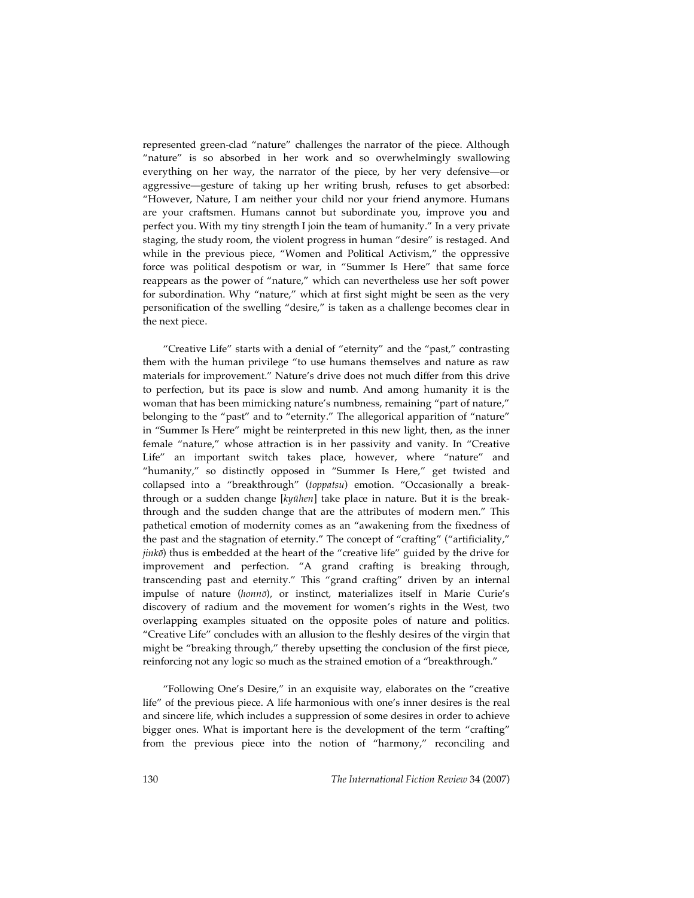represented green-clad "nature" challenges the narrator of the piece. Although "nature" is so absorbed in her work and so overwhelmingly swallowing everything on her way, the narrator of the piece, by her very defensive—or aggressive—gesture of taking up her writing brush, refuses to get absorbed: "However, Nature, I am neither your child nor your friend anymore. Humans are your craftsmen. Humans cannot but subordinate you, improve you and perfect you. With my tiny strength I join the team of humanity." In a very private staging, the study room, the violent progress in human "desire" is restaged. And while in the previous piece, "Women and Political Activism," the oppressive force was political despotism or war, in "Summer Is Here" that same force reappears as the power of "nature," which can nevertheless use her soft power for subordination. Why "nature," which at first sight might be seen as the very personification of the swelling "desire," is taken as a challenge becomes clear in the next piece.

"Creative Life" starts with a denial of "eternity" and the "past," contrasting them with the human privilege "to use humans themselves and nature as raw materials for improvement." Nature's drive does not much differ from this drive to perfection, but its pace is slow and numb. And among humanity it is the woman that has been mimicking nature's numbness, remaining "part of nature," belonging to the "past" and to "eternity." The allegorical apparition of "nature" in "Summer Is Here" might be reinterpreted in this new light, then, as the inner female "nature," whose attraction is in her passivity and vanity. In "Creative Life" an important switch takes place, however, where "nature" and "humanity," so distinctly opposed in "Summer Is Here," get twisted and collapsed into a "breakthrough" (*toppatsu*) emotion. "Occasionally a break-through or a sudden change [*kyūhen*] take place in nature. But it is the break-through and the sudden change that are the attributes of modern men." This pathetical emotion of modernity comes as an "awakening from the fixedness of the past and the stagnation of eternity." The concept of "crafting" ("artificiality," *jinkō*) thus is embedded at the heart of the "creative life" guided by the drive for improvement and perfection. "A grand crafting is breaking through, transcending past and eternity." This "grand crafting" driven by an internal impulse of nature (*honnō*), or instinct, materializes itself in Marie Curie's discovery of radium and the movement for women's rights in the West, two overlapping examples situated on the opposite poles of nature and politics. "Creative Life" concludes with an allusion to the fleshly desires of the virgin that might be "breaking through," thereby upsetting the conclusion of the first piece, reinforcing not any logic so much as the strained emotion of a "breakthrough."

"Following One's Desire," in an exquisite way, elaborates on the "creative life" of the previous piece. A life harmonious with one's inner desires is the real and sincere life, which includes a suppression of some desires in order to achieve bigger ones. What is important here is the development of the term "crafting" from the previous piece into the notion of "harmony," reconciling and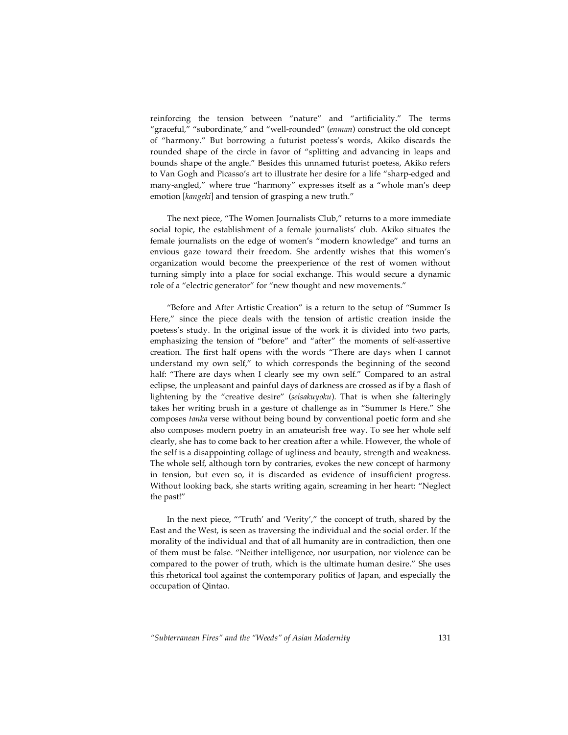reinforcing the tension between "nature" and "artificiality." The terms "graceful," "subordinate," and "well-rounded" (*enman*) construct the old concept of "harmony." But borrowing a futurist poetess's words, Akiko discards the rounded shape of the circle in favor of "splitting and advancing in leaps and bounds shape of the angle." Besides this unnamed futurist poetess, Akiko refers to Van Gogh and Picasso's art to illustrate her desire for a life "sharp-edged and many-angled," where true "harmony" expresses itself as a "whole man's deep emotion [*kangeki*] and tension of grasping a new truth."

The next piece, "The Women Journalists Club," returns to a more immediate social topic, the establishment of a female journalists' club. Akiko situates the female journalists on the edge of women's "modern knowledge" and turns an envious gaze toward their freedom. She ardently wishes that this women's organization would become the preexperience of the rest of women without turning simply into a place for social exchange. This would secure a dynamic role of a "electric generator" for "new thought and new movements."

"Before and After Artistic Creation" is a return to the setup of "Summer Is Here," since the piece deals with the tension of artistic creation inside the poetess's study. In the original issue of the work it is divided into two parts, emphasizing the tension of "before" and "after" the moments of self-assertive creation. The first half opens with the words "There are days when I cannot understand my own self," to which corresponds the beginning of the second half: "There are days when I clearly see my own self." Compared to an astral eclipse, the unpleasant and painful days of darkness are crossed as if by a flash of lightening by the "creative desire" (*seisakuyoku*). That is when she falteringly takes her writing brush in a gesture of challenge as in "Summer Is Here." She composes *tanka* verse without being bound by conventional poetic form and she also composes modern poetry in an amateurish free way. To see her whole self clearly, she has to come back to her creation after a while. However, the whole of the self is a disappointing collage of ugliness and beauty, strength and weakness. The whole self, although torn by contraries, evokes the new concept of harmony in tension, but even so, it is discarded as evidence of insufficient progress. Without looking back, she starts writing again, screaming in her heart: "Neglect the past!"

In the next piece, "'Truth' and 'Verity'," the concept of truth, shared by the East and the West, is seen as traversing the individual and the social order. If the morality of the individual and that of all humanity are in contradiction, then one of them must be false. "Neither intelligence, nor usurpation, nor violence can be compared to the power of truth, which is the ultimate human desire." She uses this rhetorical tool against the contemporary politics of Japan, and especially the occupation of Qintao.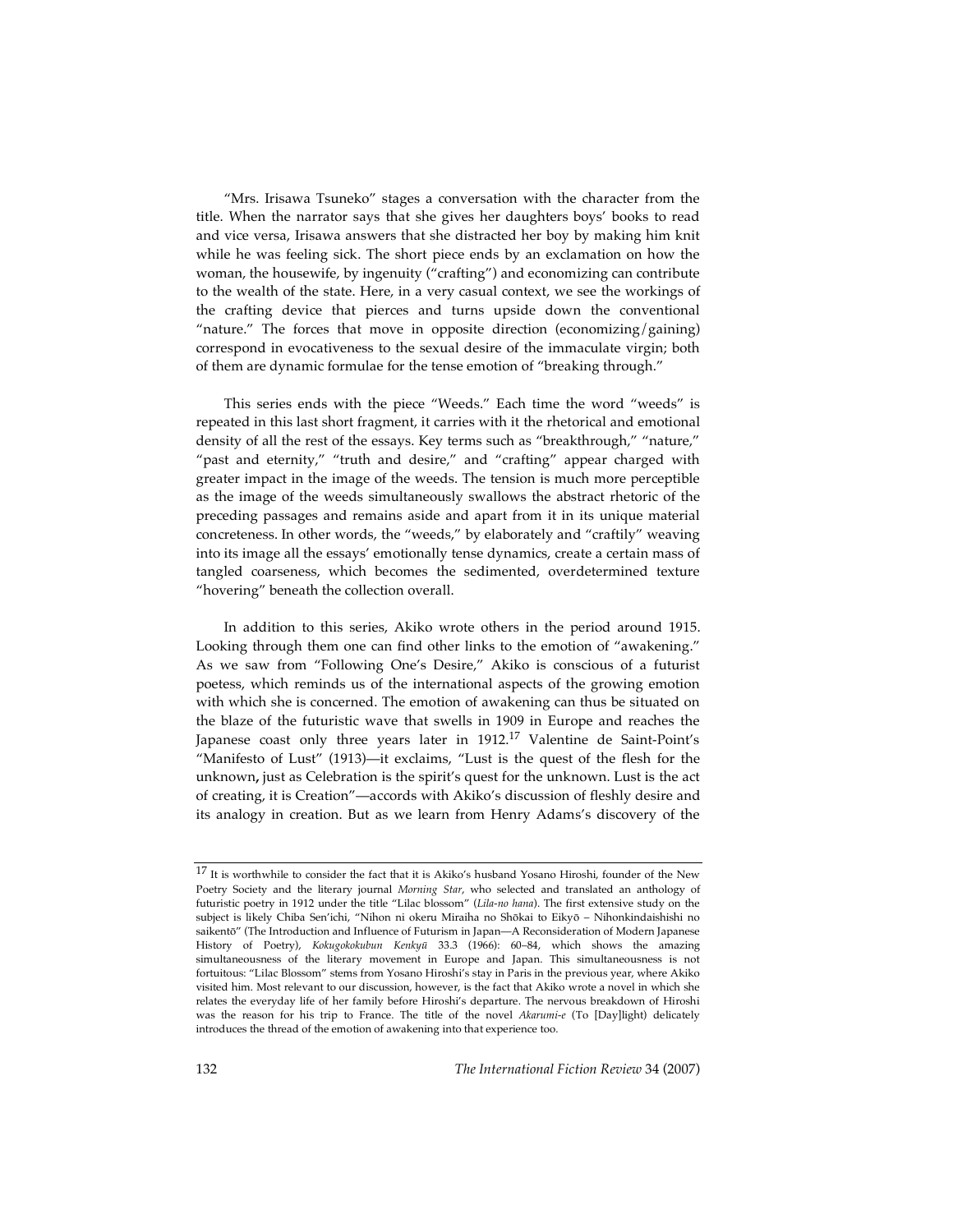"Mrs. Irisawa Tsuneko" stages a conversation with the character from the title. When the narrator says that she gives her daughters boys' books to read and vice versa, Irisawa answers that she distracted her boy by making him knit while he was feeling sick. The short piece ends by an exclamation on how the woman, the housewife, by ingenuity ("crafting") and economizing can contribute to the wealth of the state. Here, in a very casual context, we see the workings of the crafting device that pierces and turns upside down the conventional "nature." The forces that move in opposite direction (economizing/gaining) correspond in evocativeness to the sexual desire of the immaculate virgin; both of them are dynamic formulae for the tense emotion of "breaking through."

This series ends with the piece "Weeds." Each time the word "weeds" is repeated in this last short fragment, it carries with it the rhetorical and emotional density of all the rest of the essays. Key terms such as "breakthrough," "nature," "past and eternity," "truth and desire," and "crafting" appear charged with greater impact in the image of the weeds. The tension is much more perceptible as the image of the weeds simultaneously swallows the abstract rhetoric of the preceding passages and remains aside and apart from it in its unique material concreteness. In other words, the "weeds," by elaborately and "craftily" weaving into its image all the essays' emotionally tense dynamics, create a certain mass of tangled coarseness, which becomes the sedimented, overdetermined texture "hovering" beneath the collection overall.

In addition to this series, Akiko wrote others in the period around 1915. Looking through them one can find other links to the emotion of "awakening." As we saw from "Following One's Desire," Akiko is conscious of a futurist poetess, which reminds us of the international aspects of the growing emotion with which she is concerned. The emotion of awakening can thus be situated on the blaze of the futuristic wave that swells in 1909 in Europe and reaches the Japanese coast only three years later in 1912.[17] Valentine de Saint-Point's "Manifesto of Lust" (1913)—it exclaims, "Lust is the quest of the flesh for the unknown**,** just as Celebration is the spirit's quest for the unknown. Lust is the act of creating, it is Creation"—accords with Akiko's discussion of fleshly desire and its analogy in creation. But as we learn from Henry Adams's discovery of the

---

[17] It is worthwhile to consider the fact that it is Akiko's husband Yosano Hiroshi, founder of the New Poetry Society and the literary journal *Morning Star*, who selected and translated an anthology of futuristic poetry in 1912 under the title "Lilac blossom" (*Lila-no hana*). The first extensive study on the subject is likely Chiba Sen'ichi, "Nihon ni okeru Miraiha no Shōkai to Eikyō – Nihonkindaishishi no saikentō" (The Introduction and Influence of Futurism in Japan—A Reconsideration of Modern Japanese History of Poetry), *Kokugokokubun Kenkyū* 33.3 (1966): 60–84, which shows the amazing simultaneousness of the literary movement in Europe and Japan. This simultaneousness is not fortuitous: "Lilac Blossom" stems from Yosano Hiroshi's stay in Paris in the previous year, where Akiko visited him. Most relevant to our discussion, however, is the fact that Akiko wrote a novel in which she relates the everyday life of her family before Hiroshi's departure. The nervous breakdown of Hiroshi was the reason for his trip to France. The title of the novel *Akarumi-e* (To [Day]light) delicately introduces the thread of the emotion of awakening into that experience too.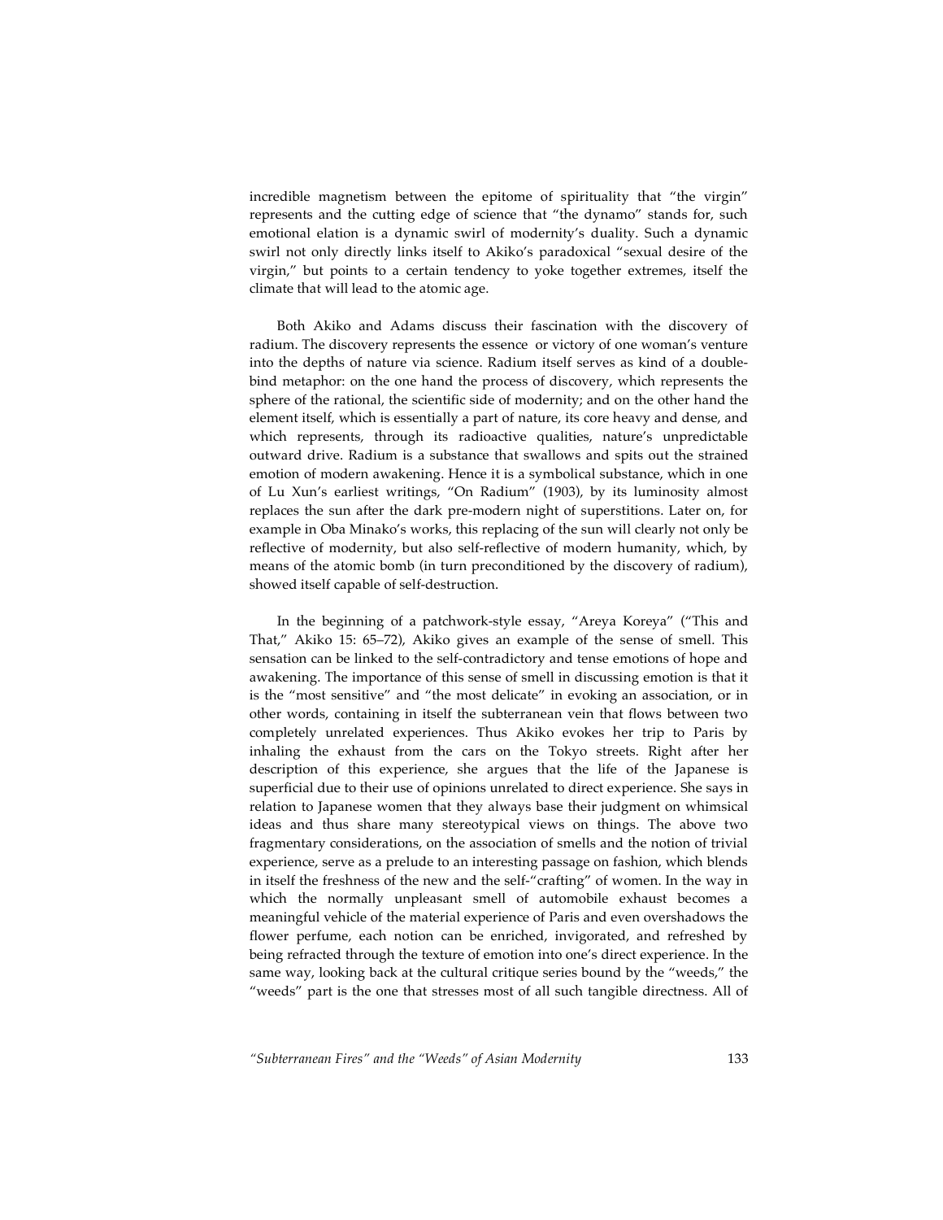incredible magnetism between the epitome of spirituality that "the virgin" represents and the cutting edge of science that "the dynamo" stands for, such emotional elation is a dynamic swirl of modernity's duality. Such a dynamic swirl not only directly links itself to Akiko's paradoxical "sexual desire of the virgin," but points to a certain tendency to yoke together extremes, itself the climate that will lead to the atomic age.

Both Akiko and Adams discuss their fascination with the discovery of radium. The discovery represents the essence or victory of one woman's venture into the depths of nature via science. Radium itself serves as kind of a double-bind metaphor: on the one hand the process of discovery, which represents the sphere of the rational, the scientific side of modernity; and on the other hand the element itself, which is essentially a part of nature, its core heavy and dense, and which represents, through its radioactive qualities, nature's unpredictable outward drive. Radium is a substance that swallows and spits out the strained emotion of modern awakening. Hence it is a symbolical substance, which in one of Lu Xun's earliest writings, "On Radium" (1903), by its luminosity almost replaces the sun after the dark pre-modern night of superstitions. Later on, for example in Oba Minako's works, this replacing of the sun will clearly not only be reflective of modernity, but also self-reflective of modern humanity, which, by means of the atomic bomb (in turn preconditioned by the discovery of radium), showed itself capable of self-destruction.

In the beginning of a patchwork-style essay, "Areya Koreya" ("This and That," Akiko 15: 65–72), Akiko gives an example of the sense of smell. This sensation can be linked to the self-contradictory and tense emotions of hope and awakening. The importance of this sense of smell in discussing emotion is that it is the "most sensitive" and "the most delicate" in evoking an association, or in other words, containing in itself the subterranean vein that flows between two completely unrelated experiences. Thus Akiko evokes her trip to Paris by inhaling the exhaust from the cars on the Tokyo streets. Right after her description of this experience, she argues that the life of the Japanese is superficial due to their use of opinions unrelated to direct experience. She says in relation to Japanese women that they always base their judgment on whimsical ideas and thus share many stereotypical views on things. The above two fragmentary considerations, on the association of smells and the notion of trivial experience, serve as a prelude to an interesting passage on fashion, which blends in itself the freshness of the new and the self-"crafting" of women. In the way in which the normally unpleasant smell of automobile exhaust becomes a meaningful vehicle of the material experience of Paris and even overshadows the flower perfume, each notion can be enriched, invigorated, and refreshed by being refracted through the texture of emotion into one's direct experience. In the same way, looking back at the cultural critique series bound by the "weeds," the "weeds" part is the one that stresses most of all such tangible directness. All of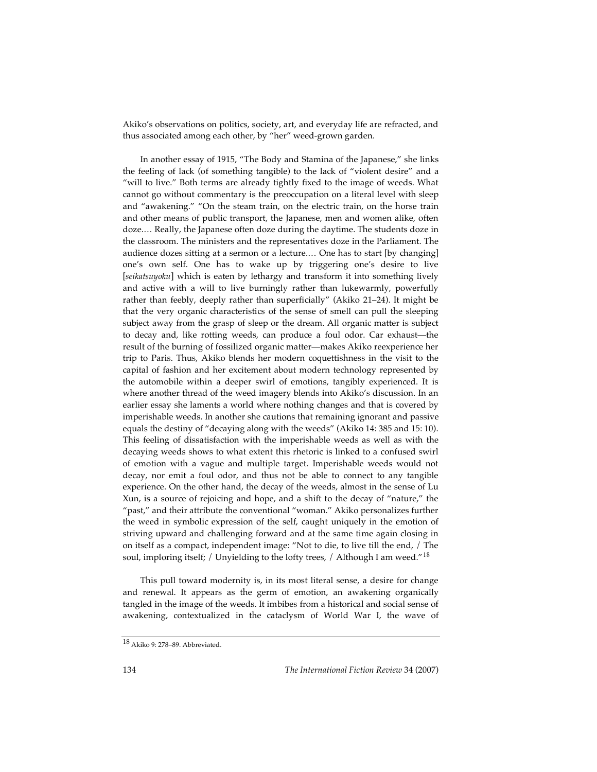Akiko's observations on politics, society, art, and everyday life are refracted, and thus associated among each other, by "her" weed-grown garden.

In another essay of 1915, "The Body and Stamina of the Japanese," she links the feeling of lack (of something tangible) to the lack of "violent desire" and a "will to live." Both terms are already tightly fixed to the image of weeds. What cannot go without commentary is the preoccupation on a literal level with sleep and "awakening." "On the steam train, on the electric train, on the horse train and other means of public transport, the Japanese, men and women alike, often doze.… Really, the Japanese often doze during the daytime. The students doze in the classroom. The ministers and the representatives doze in the Parliament. The audience dozes sitting at a sermon or a lecture.… One has to start [by changing] one's own self. One has to wake up by triggering one's desire to live [*seikatsuyoku*] which is eaten by lethargy and transform it into something lively and active with a will to live burningly rather than lukewarmly, powerfully rather than feebly, deeply rather than superficially" (Akiko 21–24). It might be that the very organic characteristics of the sense of smell can pull the sleeping subject away from the grasp of sleep or the dream. All organic matter is subject to decay and, like rotting weeds, can produce a foul odor. Car exhaust—the result of the burning of fossilized organic matter—makes Akiko reexperience her trip to Paris. Thus, Akiko blends her modern coquettishness in the visit to the capital of fashion and her excitement about modern technology represented by the automobile within a deeper swirl of emotions, tangibly experienced. It is where another thread of the weed imagery blends into Akiko's discussion. In an earlier essay she laments a world where nothing changes and that is covered by imperishable weeds. In another she cautions that remaining ignorant and passive equals the destiny of "decaying along with the weeds" (Akiko 14: 385 and 15: 10). This feeling of dissatisfaction with the imperishable weeds as well as with the decaying weeds shows to what extent this rhetoric is linked to a confused swirl of emotion with a vague and multiple target. Imperishable weeds would not decay, nor emit a foul odor, and thus not be able to connect to any tangible experience. On the other hand, the decay of the weeds, almost in the sense of Lu Xun, is a source of rejoicing and hope, and a shift to the decay of "nature," the "past," and their attribute the conventional "woman." Akiko personalizes further the weed in symbolic expression of the self, caught uniquely in the emotion of striving upward and challenging forward and at the same time again closing in on itself as a compact, independent image: "Not to die, to live till the end, / The soul, imploring itself; / Unyielding to the lofty trees, / Although I am weed."[18]

This pull toward modernity is, in its most literal sense, a desire for change and renewal. It appears as the germ of emotion, an awakening organically tangled in the image of the weeds. It imbibes from a historical and social sense of awakening, contextualized in the cataclysm of World War I, the wave of

---

[18] Akiko 9: 278–89. Abbreviated.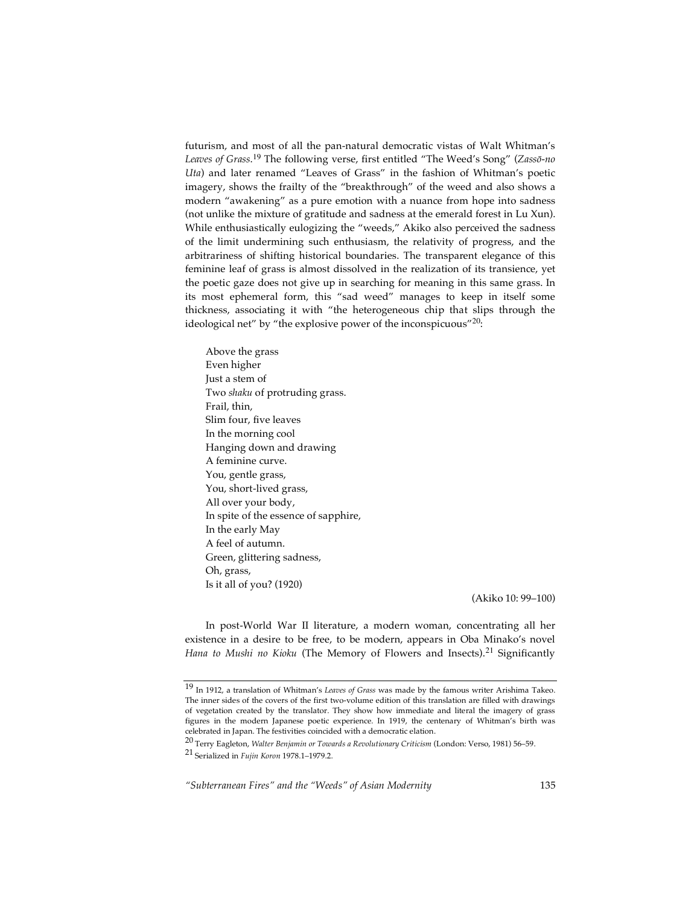futurism, and most of all the pan-natural democratic vistas of Walt Whitman's *Leaves of Grass*.[19] The following verse, first entitled "The Weed's Song" (*Zassō-no Uta*) and later renamed "Leaves of Grass" in the fashion of Whitman's poetic imagery, shows the frailty of the "breakthrough" of the weed and also shows a modern "awakening" as a pure emotion with a nuance from hope into sadness (not unlike the mixture of gratitude and sadness at the emerald forest in Lu Xun). While enthusiastically eulogizing the "weeds," Akiko also perceived the sadness of the limit undermining such enthusiasm, the relativity of progress, and the arbitrariness of shifting historical boundaries. The transparent elegance of this feminine leaf of grass is almost dissolved in the realization of its transience, yet the poetic gaze does not give up in searching for meaning in this same grass. In its most ephemeral form, this "sad weed" manages to keep in itself some thickness, associating it with "the heterogeneous chip that slips through the ideological net" by "the explosive power of the inconspicuous"[20]:

> Above the grass
> Even higher
> Just a stem of
> Two *shaku* of protruding grass.
> Frail, thin,
> Slim four, five leaves
> In the morning cool
> Hanging down and drawing
> A feminine curve.
> You, gentle grass,
> You, short-lived grass,
> All over your body,
> In spite of the essence of sapphire,
> In the early May
> A feel of autumn.
> Green, glittering sadness,
> Oh, grass,
> Is it all of you? (1920)
>
> (Akiko 10: 99–100)

In post-World War II literature, a modern woman, concentrating all her existence in a desire to be free, to be modern, appears in Oba Minako's novel *Hana to Mushi no Kioku* (The Memory of Flowers and Insects).[21] Significantly

---

[19] In 1912, a translation of Whitman's *Leaves of Grass* was made by the famous writer Arishima Takeo. The inner sides of the covers of the first two-volume edition of this translation are filled with drawings of vegetation created by the translator. They show how immediate and literal the imagery of grass figures in the modern Japanese poetic experience. In 1919, the centenary of Whitman's birth was celebrated in Japan. The festivities coincided with a democratic elation.

[20] Terry Eagleton, *Walter Benjamin or Towards a Revolutionary Criticism* (London: Verso, 1981) 56–59.

[21] Serialized in *Fujin Koron* 1978.1–1979.2.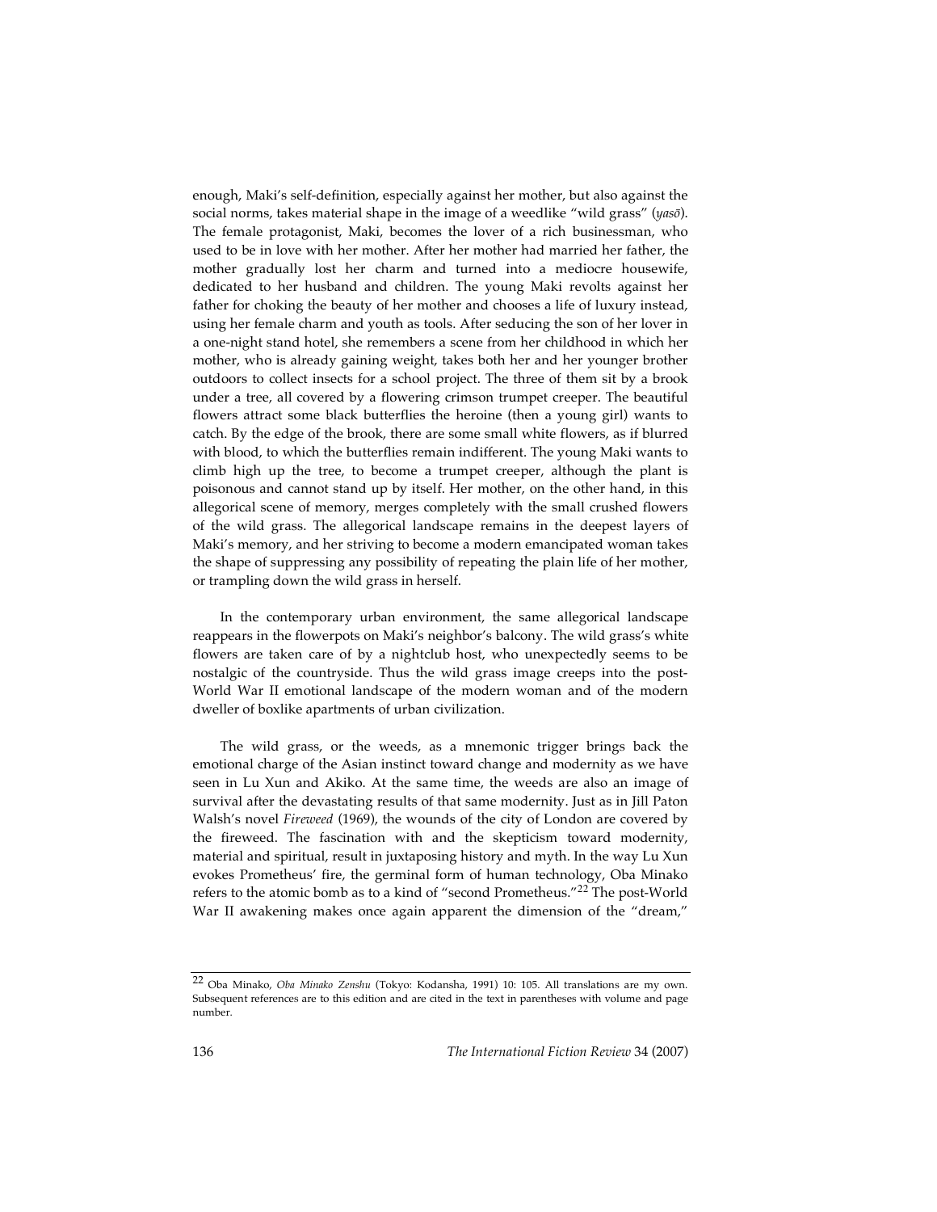enough, Maki's self-definition, especially against her mother, but also against the social norms, takes material shape in the image of a weedlike "wild grass" (*yasō*). The female protagonist, Maki, becomes the lover of a rich businessman, who used to be in love with her mother. After her mother had married her father, the mother gradually lost her charm and turned into a mediocre housewife, dedicated to her husband and children. The young Maki revolts against her father for choking the beauty of her mother and chooses a life of luxury instead, using her female charm and youth as tools. After seducing the son of her lover in a one-night stand hotel, she remembers a scene from her childhood in which her mother, who is already gaining weight, takes both her and her younger brother outdoors to collect insects for a school project. The three of them sit by a brook under a tree, all covered by a flowering crimson trumpet creeper. The beautiful flowers attract some black butterflies the heroine (then a young girl) wants to catch. By the edge of the brook, there are some small white flowers, as if blurred with blood, to which the butterflies remain indifferent. The young Maki wants to climb high up the tree, to become a trumpet creeper, although the plant is poisonous and cannot stand up by itself. Her mother, on the other hand, in this allegorical scene of memory, merges completely with the small crushed flowers of the wild grass. The allegorical landscape remains in the deepest layers of Maki's memory, and her striving to become a modern emancipated woman takes the shape of suppressing any possibility of repeating the plain life of her mother, or trampling down the wild grass in herself.

In the contemporary urban environment, the same allegorical landscape reappears in the flowerpots on Maki's neighbor's balcony. The wild grass's white flowers are taken care of by a nightclub host, who unexpectedly seems to be nostalgic of the countryside. Thus the wild grass image creeps into the post-World War II emotional landscape of the modern woman and of the modern dweller of boxlike apartments of urban civilization.

The wild grass, or the weeds, as a mnemonic trigger brings back the emotional charge of the Asian instinct toward change and modernity as we have seen in Lu Xun and Akiko. At the same time, the weeds are also an image of survival after the devastating results of that same modernity. Just as in Jill Paton Walsh's novel *Fireweed* (1969), the wounds of the city of London are covered by the fireweed. The fascination with and the skepticism toward modernity, material and spiritual, result in juxtaposing history and myth. In the way Lu Xun evokes Prometheus' fire, the germinal form of human technology, Oba Minako refers to the atomic bomb as to a kind of "second Prometheus."[22] The post-World War II awakening makes once again apparent the dimension of the "dream,"

---

[22] Oba Minako, *Oba Minako Zenshu* (Tokyo: Kodansha, 1991) 10: 105. All translations are my own. Subsequent references are to this edition and are cited in the text in parentheses with volume and page number.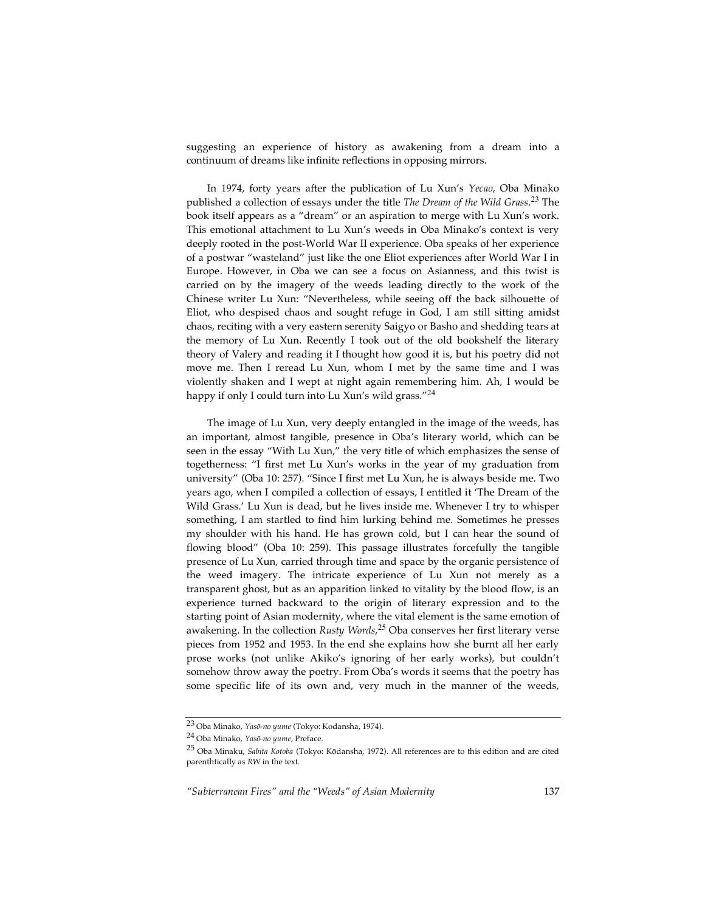suggesting an experience of history as awakening from a dream into a continuum of dreams like infinite reflections in opposing mirrors.

In 1974, forty years after the publication of Lu Xun's *Yecao*, Oba Minako published a collection of essays under the title *The Dream of the Wild Grass*.[23] The book itself appears as a "dream" or an aspiration to merge with Lu Xun's work. This emotional attachment to Lu Xun's weeds in Oba Minako's context is very deeply rooted in the post-World War II experience. Oba speaks of her experience of a postwar "wasteland" just like the one Eliot experiences after World War I in Europe. However, in Oba we can see a focus on Asianness, and this twist is carried on by the imagery of the weeds leading directly to the work of the Chinese writer Lu Xun: "Nevertheless, while seeing off the back silhouette of Eliot, who despised chaos and sought refuge in God, I am still sitting amidst chaos, reciting with a very eastern serenity Saigyo or Basho and shedding tears at the memory of Lu Xun. Recently I took out of the old bookshelf the literary theory of Valery and reading it I thought how good it is, but his poetry did not move me. Then I reread Lu Xun, whom I met by the same time and I was violently shaken and I wept at night again remembering him. Ah, I would be happy if only I could turn into Lu Xun's wild grass."[24]

The image of Lu Xun, very deeply entangled in the image of the weeds, has an important, almost tangible, presence in Oba's literary world, which can be seen in the essay "With Lu Xun," the very title of which emphasizes the sense of togetherness: "I first met Lu Xun's works in the year of my graduation from university" (Oba 10: 257). "Since I first met Lu Xun, he is always beside me. Two years ago, when I compiled a collection of essays, I entitled it 'The Dream of the Wild Grass.' Lu Xun is dead, but he lives inside me. Whenever I try to whisper something, I am startled to find him lurking behind me. Sometimes he presses my shoulder with his hand. He has grown cold, but I can hear the sound of flowing blood" (Oba 10: 259). This passage illustrates forcefully the tangible presence of Lu Xun, carried through time and space by the organic persistence of the weed imagery. The intricate experience of Lu Xun not merely as a transparent ghost, but as an apparition linked to vitality by the blood flow, is an experience turned backward to the origin of literary expression and to the starting point of Asian modernity, where the vital element is the same emotion of awakening. In the collection *Rusty Words*,[25] Oba conserves her first literary verse pieces from 1952 and 1953. In the end she explains how she burnt all her early prose works (not unlike Akiko's ignoring of her early works), but couldn't somehow throw away the poetry. From Oba's words it seems that the poetry has some specific life of its own and, very much in the manner of the weeds,

---

[23] Oba Minako, *Yasō-no yume* (Tokyo: Kodansha, 1974).

[24] Oba Minako, *Yasō-no yume*, Preface.

[25] Oba Minaku, *Sabita Kotoba* (Tokyo: Kōdansha, 1972). All references are to this edition and are cited parenthtically as *RW* in the text.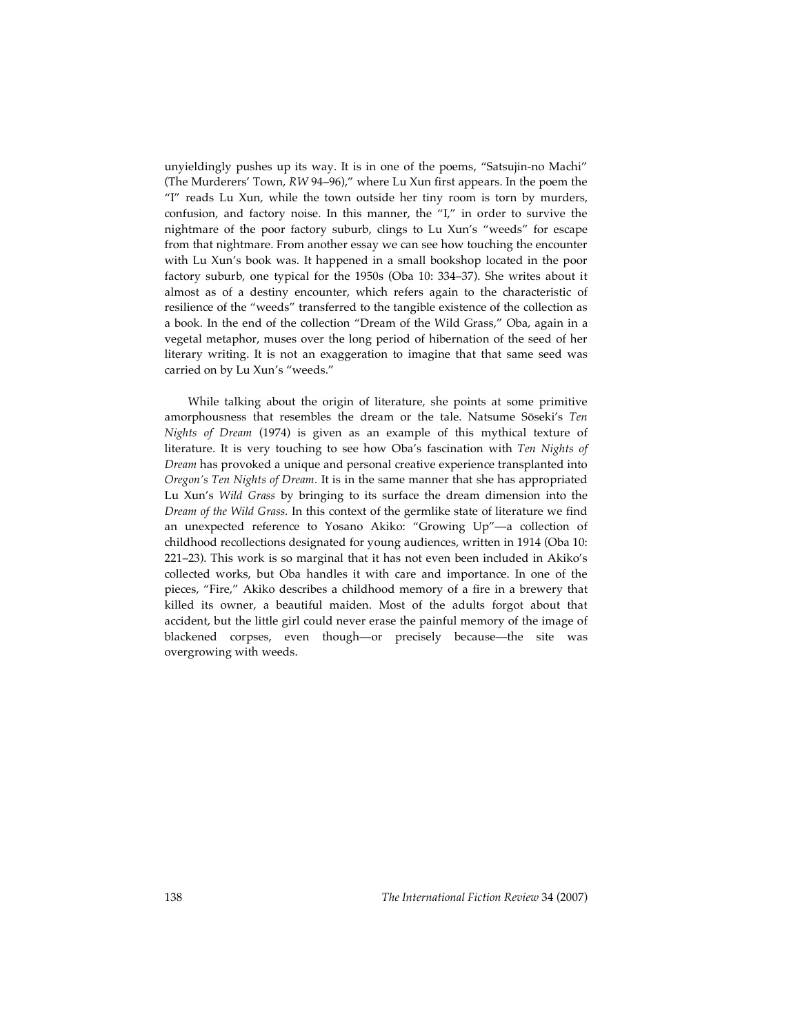unyieldingly pushes up its way. It is in one of the poems, "Satsujin-no Machi" (The Murderers' Town, *RW* 94–96)," where Lu Xun first appears. In the poem the "I" reads Lu Xun, while the town outside her tiny room is torn by murders, confusion, and factory noise. In this manner, the "I," in order to survive the nightmare of the poor factory suburb, clings to Lu Xun's "weeds" for escape from that nightmare. From another essay we can see how touching the encounter with Lu Xun's book was. It happened in a small bookshop located in the poor factory suburb, one typical for the 1950s (Oba 10: 334–37). She writes about it almost as of a destiny encounter, which refers again to the characteristic of resilience of the "weeds" transferred to the tangible existence of the collection as a book. In the end of the collection "Dream of the Wild Grass," Oba, again in a vegetal metaphor, muses over the long period of hibernation of the seed of her literary writing. It is not an exaggeration to imagine that that same seed was carried on by Lu Xun's "weeds."

While talking about the origin of literature, she points at some primitive amorphousness that resembles the dream or the tale. Natsume Sōseki's *Ten Nights of Dream* (1974) is given as an example of this mythical texture of literature. It is very touching to see how Oba's fascination with *Ten Nights of Dream* has provoked a unique and personal creative experience transplanted into *Oregon's Ten Nights of Dream*. It is in the same manner that she has appropriated Lu Xun's *Wild Grass* by bringing to its surface the dream dimension into the *Dream of the Wild Grass.* In this context of the germlike state of literature we find an unexpected reference to Yosano Akiko: "Growing Up"—a collection of childhood recollections designated for young audiences, written in 1914 (Oba 10: 221–23). This work is so marginal that it has not even been included in Akiko's collected works, but Oba handles it with care and importance. In one of the pieces, "Fire," Akiko describes a childhood memory of a fire in a brewery that killed its owner, a beautiful maiden. Most of the adults forgot about that accident, but the little girl could never erase the painful memory of the image of blackened corpses, even though—or precisely because—the site was overgrowing with weeds.